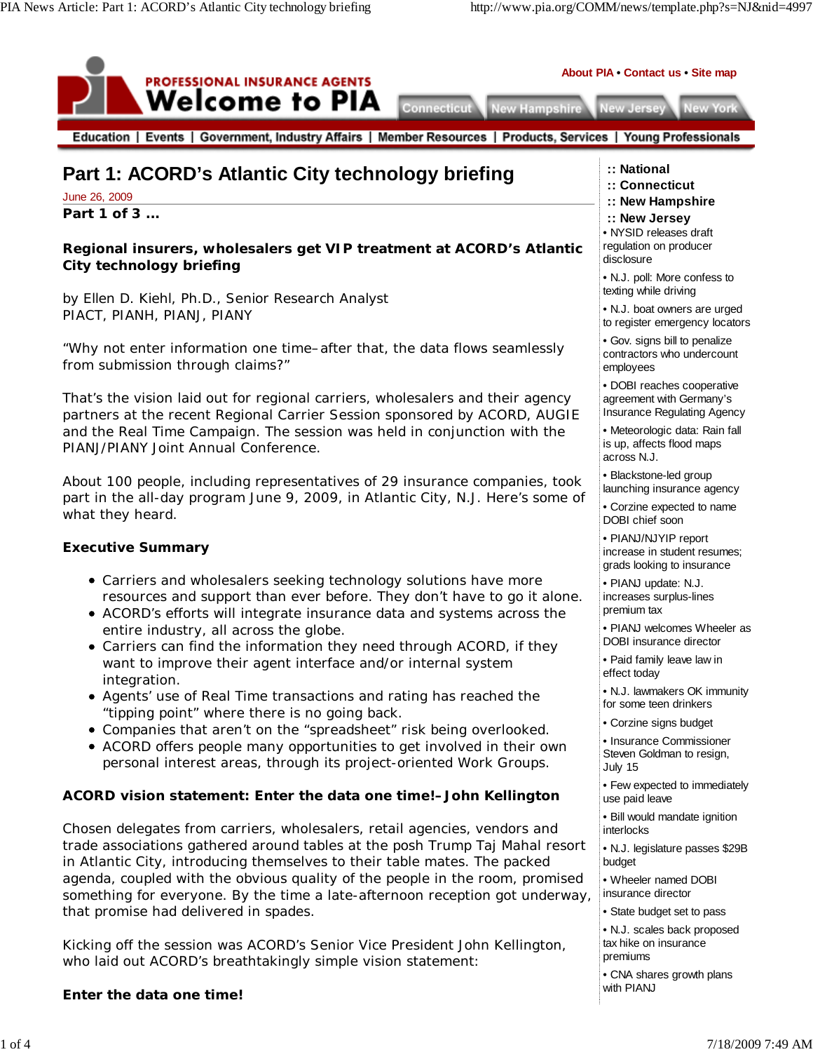# Part 1: ACORD's Atlantic City technology briefing

June 26, 2009

**Part 1 of 3 ...**

**Regional insurers, wholesalers get VIP treatment at ACORD's Atlantic City technology briefing**

by Ellen D. Kiehl, Ph.D., Senior Research Analyst
PIACT, PIANH, PIANJ, PIANY

"Why not enter information one time–after that, the data flows seamlessly from submission through claims?"

That's the vision laid out for regional carriers, wholesalers and their agency partners at the recent Regional Carrier Session sponsored by ACORD, AUGIE and the Real Time Campaign. The session was held in conjunction with the PIANJ/PIANY Joint Annual Conference.

About 100 people, including representatives of 29 insurance companies, took part in the all-day program June 9, 2009, in Atlantic City, N.J. Here's some of what they heard.

**Executive Summary**

- Carriers and wholesalers seeking technology solutions have more resources and support than ever before. They don't have to go it alone.
- ACORD's efforts will integrate insurance data and systems across the entire industry, all across the globe.
- Carriers can find the information they need through ACORD, if they want to improve their agent interface and/or internal system integration.
- Agents' use of Real Time transactions and rating has reached the "tipping point" where there is no going back.
- Companies that aren't on the "spreadsheet" risk being overlooked.
- ACORD offers people many opportunities to get involved in their own personal interest areas, through its project-oriented Work Groups.

**ACORD vision statement: Enter the data one time!–John Kellington**

Chosen delegates from carriers, wholesalers, retail agencies, vendors and trade associations gathered around tables at the posh Trump Taj Mahal resort in Atlantic City, introducing themselves to their table mates. The packed agenda, coupled with the obvious quality of the people in the room, promised something for everyone. By the time a late-afternoon reception got underway, that promise had delivered in spades.

Kicking off the session was ACORD's Senior Vice President John Kellington, who laid out ACORD's breathtakingly simple vision statement:

**Enter the data one time!**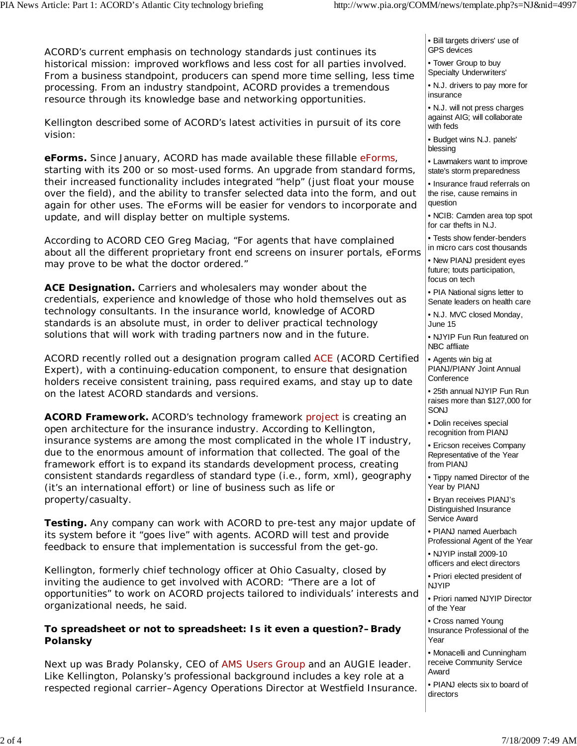ACORD's current emphasis on technology standards just continues its historical mission: improved workflows and less cost for all parties involved. From a business standpoint, producers can spend more time selling, less time processing. From an industry standpoint, ACORD provides a tremendous resource through its knowledge base and networking opportunities.

Kellington described some of ACORD's latest activities in pursuit of its core vision:

**eForms.** Since January, ACORD has made available these fillable eForms, starting with its 200 or so most-used forms. An upgrade from standard forms, their increased functionality includes integrated "help" (just float your mouse over the field), and the ability to transfer selected data into the form, and out again for other uses. The eForms will be easier for vendors to incorporate and update, and will display better on multiple systems.

According to ACORD CEO Greg Maciag, "For agents that have complained about all the different proprietary front end screens on insurer portals, eForms may prove to be what the doctor ordered."

**ACE Designation.** Carriers and wholesalers may wonder about the credentials, experience and knowledge of those who hold themselves out as technology consultants. In the insurance world, knowledge of ACORD standards is an absolute must, in order to deliver practical technology solutions that will work with trading partners now and in the future.

ACORD recently rolled out a designation program called ACE (ACORD Certified Expert), with a continuing-education component, to ensure that designation holders receive consistent training, pass required exams, and stay up to date on the latest ACORD standards and versions.

**ACORD Framework.** ACORD's technology framework project is creating an open architecture for the insurance industry. According to Kellington, insurance systems are among the most complicated in the whole IT industry, due to the enormous amount of information that collected. The goal of the framework effort is to expand its standards development process, creating consistent standards regardless of standard type (i.e., form, xml), geography (it's an international effort) or line of business such as life or property/casualty.

**Testing.** Any company can work with ACORD to pre-test any major update of its system before it "goes live" with agents. ACORD will test and provide feedback to ensure that implementation is successful from the get-go.

Kellington, formerly chief technology officer at Ohio Casualty, closed by inviting the audience to get involved with ACORD: "There are a lot of opportunities" to work on ACORD projects tailored to individuals' interests and organizational needs, he said.

**To spreadsheet or not to spreadsheet: Is it even a question?–Brady Polansky**

Next up was Brady Polansky, CEO of AMS Users Group and an AUGIE leader. Like Kellington, Polansky's professional background includes a key role at a respected regional carrier–Agency Operations Director at Westfield Insurance.

- Bill targets drivers' use of GPS devices
- Tower Group to buy Specialty Underwriters'
- N.J. drivers to pay more for insurance
- N.J. will not press charges against AIG; will collaborate with feds
- Budget wins N.J. panels' blessing
- Lawmakers want to improve state's storm preparedness
- Insurance fraud referrals on the rise, cause remains in question
- NCIB: Camden area top spot for car thefts in N.J.
- Tests show fender-benders in micro cars cost thousands
- New PIANJ president eyes future; touts participation, focus on tech
- PIA National signs letter to Senate leaders on health care
- N.J. MVC closed Monday, June 15
- NJYIP Fun Run featured on NBC affliate
- Agents win big at PIANJ/PIANY Joint Annual Conference
- 25th annual NJYIP Fun Run raises more than $127,000 for SONJ
- Dolin receives special recognition from PIANJ
- Ericson receives Company Representative of the Year from PIANJ
- Tippy named Director of the Year by PIANJ
- Bryan receives PIANJ's Distinguished Insurance Service Award
- PIANJ named Auerbach Professional Agent of the Year
- NJYIP install 2009-10 officers and elect directors
- Priori elected president of NJYIP
- Priori named NJYIP Director of the Year
- Cross named Young Insurance Professional of the Year
- Monacelli and Cunningham receive Community Service Award
- PIANJ elects six to board of directors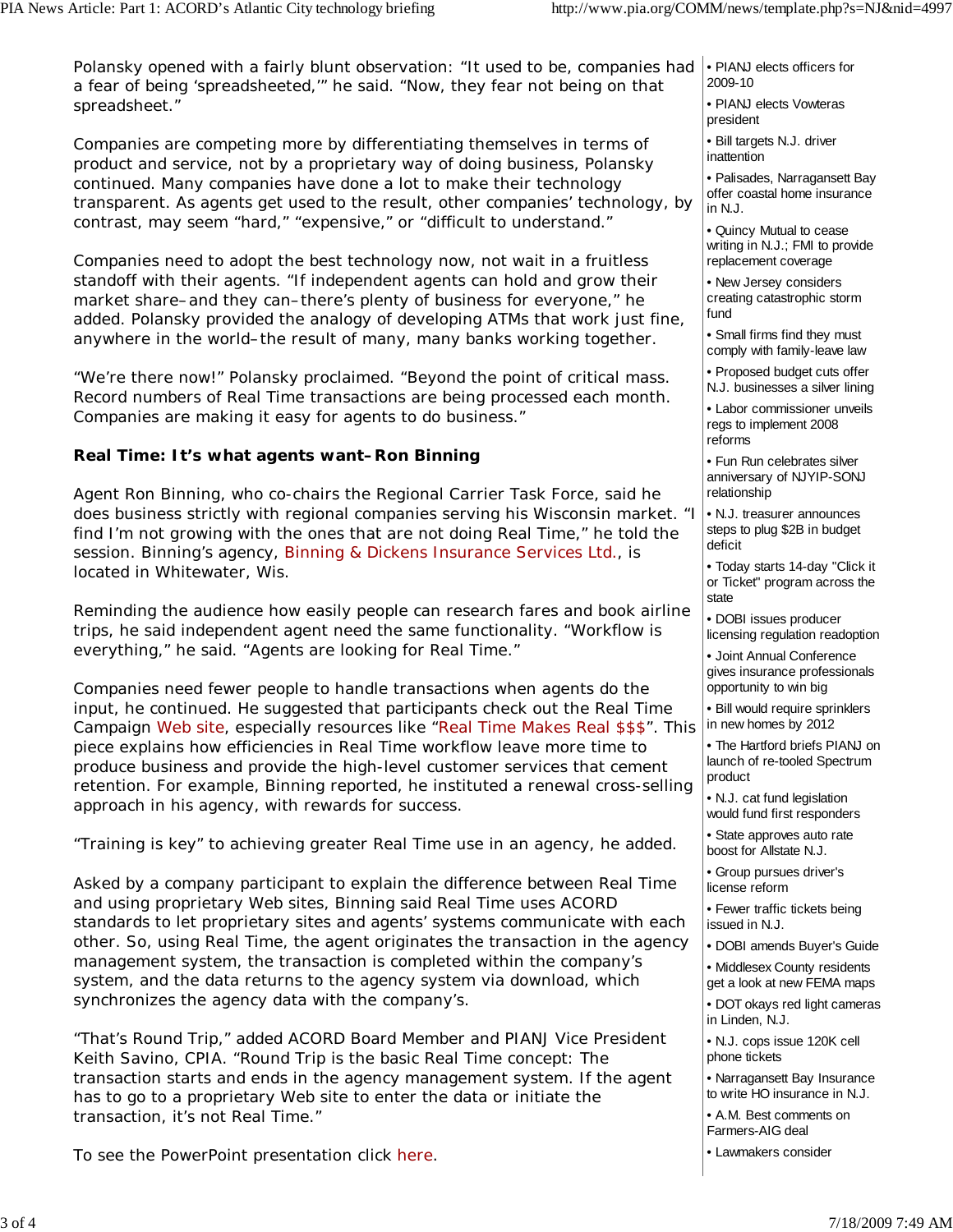Polansky opened with a fairly blunt observation: "It used to be, companies had a fear of being 'spreadsheeted,'" he said. "Now, they fear not being on that spreadsheet."

Companies are competing more by differentiating themselves in terms of product and service, not by a proprietary way of doing business, Polansky continued. Many companies have done a lot to make their technology transparent. As agents get used to the result, other companies' technology, by contrast, may seem "hard," "expensive," or "difficult to understand."

Companies need to adopt the best technology now, not wait in a fruitless standoff with their agents. "If independent agents can hold and grow their market share–and they can–there's plenty of business for everyone," he added. Polansky provided the analogy of developing ATMs that work just fine, anywhere in the world–the result of many, many banks working together.

"We're there now!" Polansky proclaimed. "Beyond the point of critical mass. Record numbers of Real Time transactions are being processed each month. Companies are making it easy for agents to do business."

**Real Time: It's what agents want–Ron Binning**

Agent Ron Binning, who co-chairs the Regional Carrier Task Force, said he does business strictly with regional companies serving his Wisconsin market. "I find I'm not growing with the ones that are not doing Real Time," he told the session. Binning's agency, Binning & Dickens Insurance Services Ltd., is located in Whitewater, Wis.

Reminding the audience how easily people can research fares and book airline trips, he said independent agent need the same functionality. "Workflow is everything," he said. "Agents are looking for Real Time."

Companies need fewer people to handle transactions when agents do the input, he continued. He suggested that participants check out the Real Time Campaign Web site, especially resources like "Real Time Makes Real $$$". This piece explains how efficiencies in Real Time workflow leave more time to produce business and provide the high-level customer services that cement retention. For example, Binning reported, he instituted a renewal cross-selling approach in his agency, with rewards for success.

"Training is key" to achieving greater Real Time use in an agency, he added.

Asked by a company participant to explain the difference between Real Time and using proprietary Web sites, Binning said Real Time uses ACORD standards to let proprietary sites and agents' systems communicate with each other. So, using Real Time, the agent originates the transaction in the agency management system, the transaction is completed within the company's system, and the data returns to the agency system via download, which synchronizes the agency data with the company's.

"That's Round Trip," added ACORD Board Member and PIANJ Vice President Keith Savino, CPIA. "Round Trip is the basic Real Time concept: The transaction starts and ends in the agency management system. If the agent has to go to a proprietary Web site to enter the data or initiate the transaction, it's not Real Time."

To see the PowerPoint presentation click here.

- PIANJ elects officers for 2009-10
- PIANJ elects Vowteras president
- Bill targets N.J. driver inattention
- Palisades, Narragansett Bay offer coastal home insurance in N.J.
- Quincy Mutual to cease writing in N.J.; FMI to provide replacement coverage
- New Jersey considers creating catastrophic storm fund
- Small firms find they must comply with family-leave law
- Proposed budget cuts offer N.J. businesses a silver lining
- Labor commissioner unveils regs to implement 2008 reforms
- Fun Run celebrates silver anniversary of NJYIP-SONJ relationship
- N.J. treasurer announces steps to plug $2B in budget deficit
- Today starts 14-day "Click it or Ticket" program across the state
- DOBI issues producer licensing regulation readoption
- Joint Annual Conference gives insurance professionals opportunity to win big
- Bill would require sprinklers in new homes by 2012
- The Hartford briefs PIANJ on launch of re-tooled Spectrum product
- N.J. cat fund legislation would fund first responders
- State approves auto rate boost for Allstate N.J.
- Group pursues driver's license reform
- Fewer traffic tickets being issued in N.J.
- DOBI amends Buyer's Guide
- Middlesex County residents get a look at new FEMA maps
- DOT okays red light cameras in Linden, N.J.
- N.J. cops issue 120K cell phone tickets
- Narragansett Bay Insurance to write HO insurance in N.J.
- A.M. Best comments on Farmers-AIG deal
- Lawmakers consider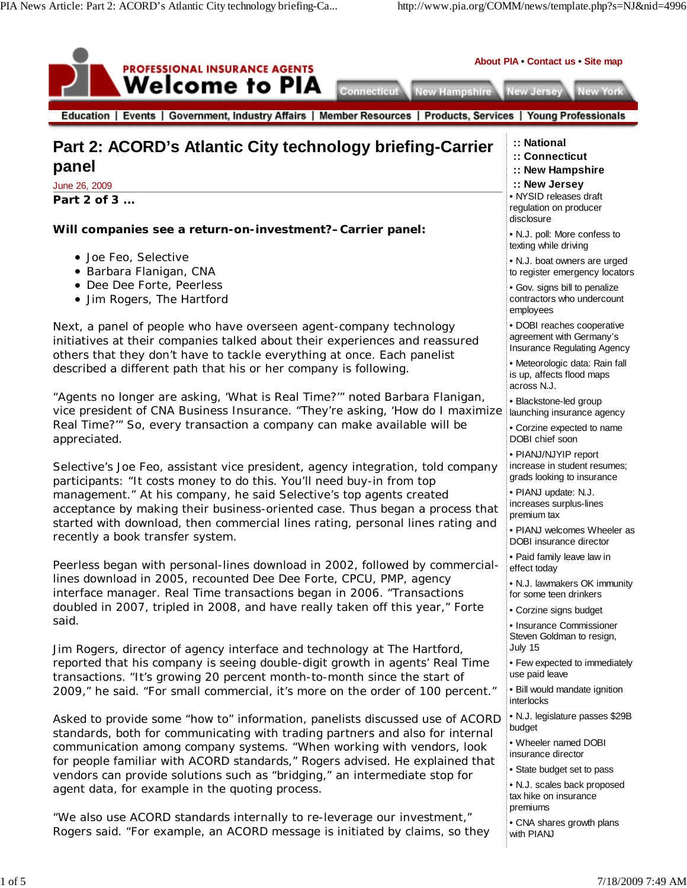# Part 2: ACORD's Atlantic City technology briefing-Carrier panel

June 26, 2009

**Part 2 of 3 …**

**Will companies see a return-on-investment?–Carrier panel:**

- Joe Feo, Selective
- Barbara Flanigan, CNA
- Dee Dee Forte, Peerless
- Jim Rogers, The Hartford

Next, a panel of people who have overseen agent-company technology initiatives at their companies talked about their experiences and reassured others that they don't have to tackle everything at once. Each panelist described a different path that his or her company is following.

"Agents no longer are asking, 'What is Real Time?'" noted Barbara Flanigan, vice president of CNA Business Insurance. "They're asking, 'How do I maximize Real Time?'" So, every transaction a company can make available will be appreciated.

Selective's Joe Feo, assistant vice president, agency integration, told company participants: "It costs money to do this. You'll need buy-in from top management." At his company, he said Selective's top agents created acceptance by making their business-oriented case. Thus began a process that started with download, then commercial lines rating, personal lines rating and recently a book transfer system.

Peerless began with personal-lines download in 2002, followed by commercial-lines download in 2005, recounted Dee Dee Forte, CPCU, PMP, agency interface manager. Real Time transactions began in 2006. "Transactions doubled in 2007, tripled in 2008, and have really taken off this year," Forte said.

Jim Rogers, director of agency interface and technology at The Hartford, reported that his company is seeing double-digit growth in agents' Real Time transactions. "It's growing 20 percent month-to-month since the start of 2009," he said. "For small commercial, it's more on the order of 100 percent."

Asked to provide some "how to" information, panelists discussed use of ACORD standards, both for communicating with trading partners and also for internal communication among company systems. "When working with vendors, look for people familiar with ACORD standards," Rogers advised. He explained that vendors can provide solutions such as "bridging," an intermediate stop for agent data, for example in the quoting process.

"We also use ACORD standards internally to re-leverage our investment," Rogers said. "For example, an ACORD message is initiated by claims, so they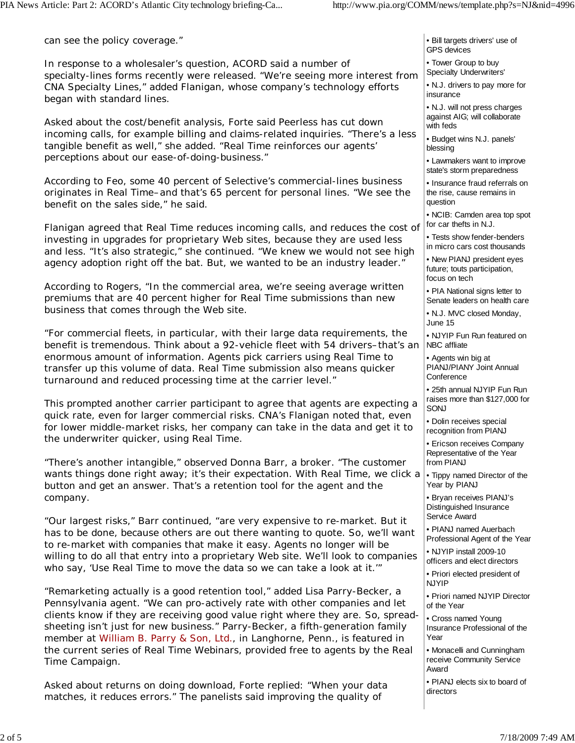can see the policy coverage."

In response to a wholesaler's question, ACORD said a number of specialty-lines forms recently were released. "We're seeing more interest from CNA Specialty Lines," added Flanigan, whose company's technology efforts began with standard lines.

Asked about the cost/benefit analysis, Forte said Peerless has cut down incoming calls, for example billing and claims-related inquiries. "There's a less tangible benefit as well," she added. "Real Time reinforces our agents' perceptions about our ease-of-doing-business."

According to Feo, some 40 percent of Selective's commercial-lines business originates in Real Time–and that's 65 percent for personal lines. "We see the benefit on the sales side," he said.

Flanigan agreed that Real Time reduces incoming calls, and reduces the cost of investing in upgrades for proprietary Web sites, because they are used less and less. "It's also strategic," she continued. "We knew we would not see high agency adoption right off the bat. But, we wanted to be an industry leader."

According to Rogers, "In the commercial area, we're seeing average written premiums that are 40 percent higher for Real Time submissions than new business that comes through the Web site.

"For commercial fleets, in particular, with their large data requirements, the benefit is tremendous. Think about a 92-vehicle fleet with 54 drivers–that's an enormous amount of information. Agents pick carriers using Real Time to transfer up this volume of data. Real Time submission also means quicker turnaround and reduced processing time at the carrier level."

This prompted another carrier participant to agree that agents are expecting a quick rate, even for larger commercial risks. CNA's Flanigan noted that, even for lower middle-market risks, her company can take in the data and get it to the underwriter quicker, using Real Time.

"There's another intangible," observed Donna Barr, a broker. "The customer wants things done right away; it's their expectation. With Real Time, we click a button and get an answer. That's a retention tool for the agent and the company.

"Our largest risks," Barr continued, "are very expensive to re-market. But it has to be done, because others are out there wanting to quote. So, we'll want to re-market with companies that make it easy. Agents no longer will be willing to do all that entry into a proprietary Web site. We'll look to companies who say, 'Use Real Time to move the data so we can take a look at it.'"

"Remarketing actually is a good retention tool," added Lisa Parry-Becker, a Pennsylvania agent. "We can pro-actively rate with other companies and let clients know if they are receiving good value right where they are. So, spread-sheeting isn't just for new business." Parry-Becker, a fifth-generation family member at William B. Parry & Son, Ltd., in Langhorne, Penn., is featured in the current series of Real Time Webinars, provided free to agents by the Real Time Campaign.

Asked about returns on doing download, Forte replied: "When your data matches, it reduces errors." The panelists said improving the quality of

- Bill targets drivers' use of GPS devices
- Tower Group to buy Specialty Underwriters'
- N.J. drivers to pay more for insurance
- N.J. will not press charges against AIG; will collaborate with feds
- Budget wins N.J. panels' blessing
- Lawmakers want to improve state's storm preparedness
- Insurance fraud referrals on the rise, cause remains in question
- NCIB: Camden area top spot for car thefts in N.J.
- Tests show fender-benders in micro cars cost thousands
- New PIANJ president eyes future; touts participation, focus on tech
- PIA National signs letter to Senate leaders on health care
- N.J. MVC closed Monday, June 15
- NJYIP Fun Run featured on NBC affliate
- Agents win big at PIANJ/PIANY Joint Annual Conference
- 25th annual NJYIP Fun Run raises more than $127,000 for SONJ
- Dolin receives special recognition from PIANJ
- Ericson receives Company Representative of the Year from PIANJ
- Tippy named Director of the Year by PIANJ
- Bryan receives PIANJ's Distinguished Insurance Service Award
- PIANJ named Auerbach Professional Agent of the Year
- NJYIP install 2009-10 officers and elect directors
- Priori elected president of NJYIP
- Priori named NJYIP Director of the Year
- Cross named Young Insurance Professional of the Year
- Monacelli and Cunningham receive Community Service Award
- PIANJ elects six to board of directors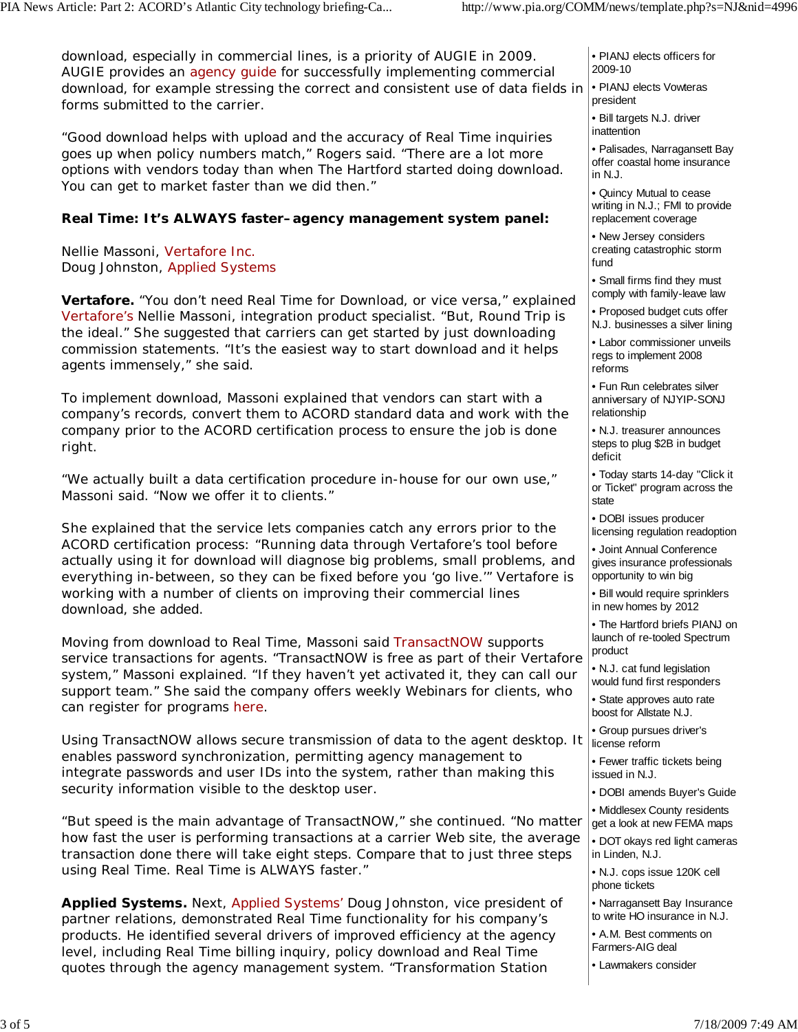download, especially in commercial lines, is a priority of AUGIE in 2009. AUGIE provides an agency guide for successfully implementing commercial download, for example stressing the correct and consistent use of data fields in forms submitted to the carrier.

"Good download helps with upload and the accuracy of Real Time inquiries goes up when policy numbers match," Rogers said. "There are a lot more options with vendors today than when The Hartford started doing download. You can get to market faster than we did then."

**Real Time: It's ALWAYS faster–agency management system panel:**

Nellie Massoni, Vertafore Inc.
Doug Johnston, Applied Systems

**Vertafore.** "You don't need Real Time for Download, or vice versa," explained Vertafore's Nellie Massoni, integration product specialist. "But, Round Trip is the ideal." She suggested that carriers can get started by just downloading commission statements. "It's the easiest way to start download and it helps agents immensely," she said.

To implement download, Massoni explained that vendors can start with a company's records, convert them to ACORD standard data and work with the company prior to the ACORD certification process to ensure the job is done right.

"We actually built a data certification procedure in-house for our own use," Massoni said. "Now we offer it to clients."

She explained that the service lets companies catch any errors prior to the ACORD certification process: "Running data through Vertafore's tool before actually using it for download will diagnose big problems, small problems, and everything in-between, so they can be fixed before you 'go live.'" Vertafore is working with a number of clients on improving their commercial lines download, she added.

Moving from download to Real Time, Massoni said TransactNOW supports service transactions for agents. "TransactNOW is free as part of their Vertafore system," Massoni explained. "If they haven't yet activated it, they can call our support team." She said the company offers weekly Webinars for clients, who can register for programs here.

Using TransactNOW allows secure transmission of data to the agent desktop. It enables password synchronization, permitting agency management to integrate passwords and user IDs into the system, rather than making this security information visible to the desktop user.

"But speed is the main advantage of TransactNOW," she continued. "No matter how fast the user is performing transactions at a carrier Web site, the average transaction done there will take eight steps. Compare that to just three steps using Real Time. Real Time is ALWAYS faster."

**Applied Systems.** Next, Applied Systems' Doug Johnston, vice president of partner relations, demonstrated Real Time functionality for his company's products. He identified several drivers of improved efficiency at the agency level, including Real Time billing inquiry, policy download and Real Time quotes through the agency management system. "Transformation Station

- PIANJ elects officers for 2009-10
- PIANJ elects Vowteras president
- Bill targets N.J. driver inattention
- Palisades, Narragansett Bay offer coastal home insurance in N.J.
- Quincy Mutual to cease writing in N.J.; FMI to provide replacement coverage
- New Jersey considers creating catastrophic storm fund
- Small firms find they must comply with family-leave law
- Proposed budget cuts offer N.J. businesses a silver lining
- Labor commissioner unveils regs to implement 2008 reforms
- Fun Run celebrates silver anniversary of NJYIP-SONJ relationship
- N.J. treasurer announces steps to plug $2B in budget deficit
- Today starts 14-day "Click it or Ticket" program across the state
- DOBI issues producer licensing regulation readoption
- Joint Annual Conference gives insurance professionals opportunity to win big
- Bill would require sprinklers in new homes by 2012
- The Hartford briefs PIANJ on launch of re-tooled Spectrum product
- N.J. cat fund legislation would fund first responders
- State approves auto rate boost for Allstate N.J.
- Group pursues driver's license reform
- Fewer traffic tickets being issued in N.J.
- DOBI amends Buyer's Guide
- Middlesex County residents get a look at new FEMA maps
- DOT okays red light cameras in Linden, N.J.
- N.J. cops issue 120K cell phone tickets
- Narragansett Bay Insurance to write HO insurance in N.J.
- A.M. Best comments on Farmers-AIG deal
- Lawmakers consider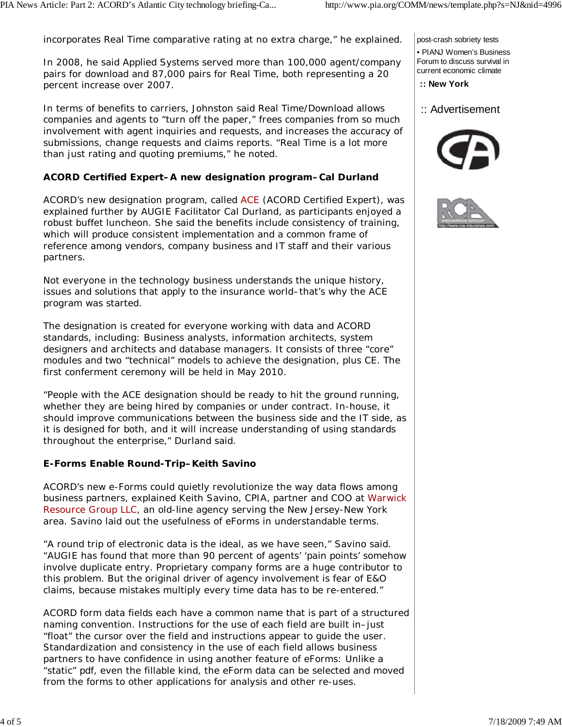incorporates Real Time comparative rating at no extra charge," he explained.

In 2008, he said Applied Systems served more than 100,000 agent/company pairs for download and 87,000 pairs for Real Time, both representing a 20 percent increase over 2007.

In terms of benefits to carriers, Johnston said Real Time/Download allows companies and agents to "turn off the paper," frees companies from so much involvement with agent inquiries and requests, and increases the accuracy of submissions, change requests and claims reports. "Real Time is a lot more than just rating and quoting premiums," he noted.

**ACORD Certified Expert–A new designation program–Cal Durland**

ACORD's new designation program, called ACE (ACORD Certified Expert), was explained further by AUGIE Facilitator Cal Durland, as participants enjoyed a robust buffet luncheon. She said the benefits include consistency of training, which will produce consistent implementation and a common frame of reference among vendors, company business and IT staff and their various partners.

Not everyone in the technology business understands the unique history, issues and solutions that apply to the insurance world–that's why the ACE program was started.

The designation is created for everyone working with data and ACORD standards, including: Business analysts, information architects, system designers and architects and database managers. It consists of three "core" modules and two "technical" models to achieve the designation, plus CE. The first conferment ceremony will be held in May 2010.

"People with the ACE designation should be ready to hit the ground running, whether they are being hired by companies or under contract. In-house, it should improve communications between the business side and the IT side, as it is designed for both, and it will increase understanding of using standards throughout the enterprise," Durland said.

**E-Forms Enable Round-Trip–Keith Savino**

ACORD's new e-Forms could quietly revolutionize the way data flows among business partners, explained Keith Savino, CPIA, partner and COO at Warwick Resource Group LLC, an old-line agency serving the New Jersey-New York area. Savino laid out the usefulness of eForms in understandable terms.

"A round trip of electronic data is the ideal, as we have seen," Savino said. "AUGIE has found that more than 90 percent of agents' 'pain points' somehow involve duplicate entry. Proprietary company forms are a huge contributor to this problem. But the original driver of agency involvement is fear of E&O claims, because mistakes multiply every time data has to be re-entered."

ACORD form data fields each have a common name that is part of a structured naming convention. Instructions for the use of each field are built in–just "float" the cursor over the field and instructions appear to guide the user. Standardization and consistency in the use of each field allows business partners to have confidence in using another feature of eForms: Unlike a "static" pdf, even the fillable kind, the eForm data can be selected and moved from the forms to other applications for analysis and other re-uses.

post-crash sobriety tests

• PIANJ Women's Business Forum to discuss survival in current economic climate

**:: New York**

:: Advertisement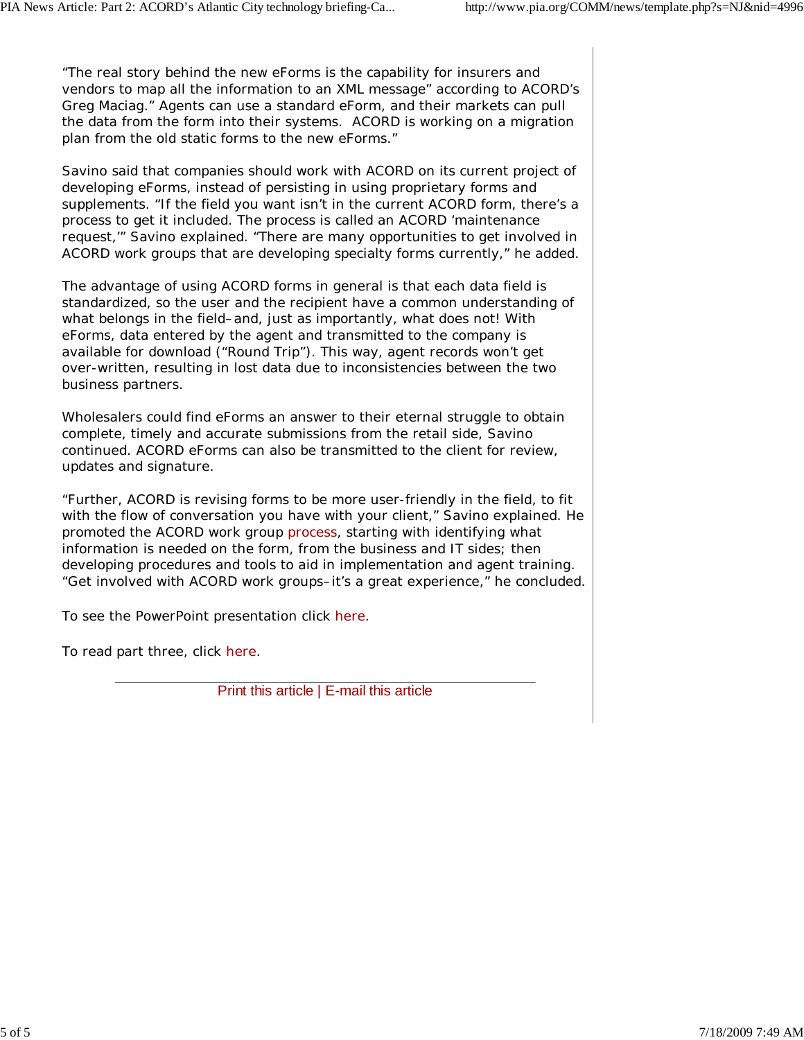"The real story behind the new eForms is the capability for insurers and vendors to map all the information to an XML message" according to ACORD's Greg Maciag." Agents can use a standard eForm, and their markets can pull the data from the form into their systems.  ACORD is working on a migration plan from the old static forms to the new eForms."

Savino said that companies should work with ACORD on its current project of developing eForms, instead of persisting in using proprietary forms and supplements. "If the field you want isn't in the current ACORD form, there's a process to get it included. The process is called an ACORD 'maintenance request,'" Savino explained. "There are many opportunities to get involved in ACORD work groups that are developing specialty forms currently," he added.

The advantage of using ACORD forms in general is that each data field is standardized, so the user and the recipient have a common understanding of what belongs in the field–and, just as importantly, what does not! With eForms, data entered by the agent and transmitted to the company is available for download ("Round Trip"). This way, agent records won't get over-written, resulting in lost data due to inconsistencies between the two business partners.

Wholesalers could find eForms an answer to their eternal struggle to obtain complete, timely and accurate submissions from the retail side, Savino continued. ACORD eForms can also be transmitted to the client for review, updates and signature.

"Further, ACORD is revising forms to be more user-friendly in the field, to fit with the flow of conversation you have with your client," Savino explained. He promoted the ACORD work group process, starting with identifying what information is needed on the form, from the business and IT sides; then developing procedures and tools to aid in implementation and agent training. "Get involved with ACORD work groups–it's a great experience," he concluded.

To see the PowerPoint presentation click here.

To read part three, click here.

Print this article | E-mail this article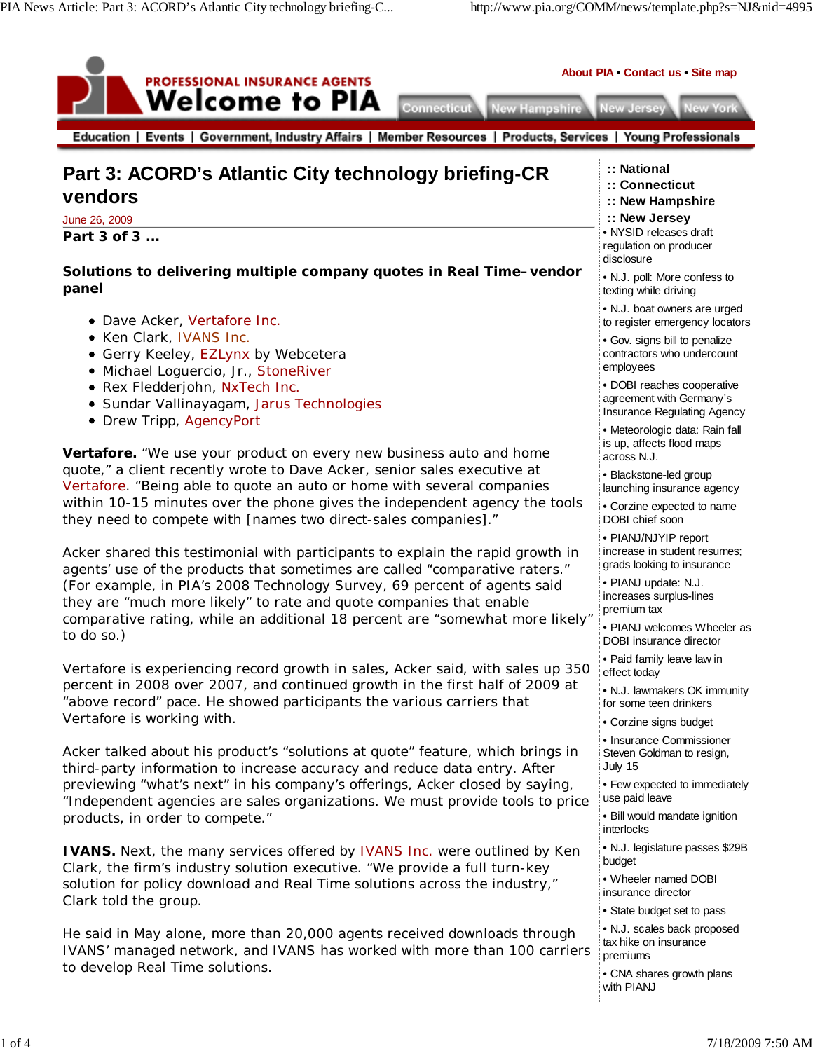# Part 3: ACORD's Atlantic City technology briefing-CR vendors

June 26, 2009

**Part 3 of 3 …**

**Solutions to delivering multiple company quotes in Real Time–vendor panel**

- Dave Acker, Vertafore Inc.
- Ken Clark, IVANS Inc.
- Gerry Keeley, EZLynx by Webcetera
- Michael Loguercio, Jr., StoneRiver
- Rex Fledderjohn, NxTech Inc.
- Sundar Vallinayagam, Jarus Technologies
- Drew Tripp, AgencyPort

**Vertafore.** "We use your product on every new business auto and home quote," a client recently wrote to Dave Acker, senior sales executive at Vertafore. "Being able to quote an auto or home with several companies within 10-15 minutes over the phone gives the independent agency the tools they need to compete with [names two direct-sales companies]."

Acker shared this testimonial with participants to explain the rapid growth in agents' use of the products that sometimes are called "comparative raters." (For example, in PIA's 2008 Technology Survey, 69 percent of agents said they are "much more likely" to rate and quote companies that enable comparative rating, while an additional 18 percent are "somewhat more likely" to do so.)

Vertafore is experiencing record growth in sales, Acker said, with sales up 350 percent in 2008 over 2007, and continued growth in the first half of 2009 at "above record" pace. He showed participants the various carriers that Vertafore is working with.

Acker talked about his product's "solutions at quote" feature, which brings in third-party information to increase accuracy and reduce data entry. After previewing "what's next" in his company's offerings, Acker closed by saying, "Independent agencies are sales organizations. We must provide tools to price products, in order to compete."

**IVANS.** Next, the many services offered by IVANS Inc. were outlined by Ken Clark, the firm's industry solution executive. "We provide a full turn-key solution for policy download and Real Time solutions across the industry," Clark told the group.

He said in May alone, more than 20,000 agents received downloads through IVANS' managed network, and IVANS has worked with more than 100 carriers to develop Real Time solutions.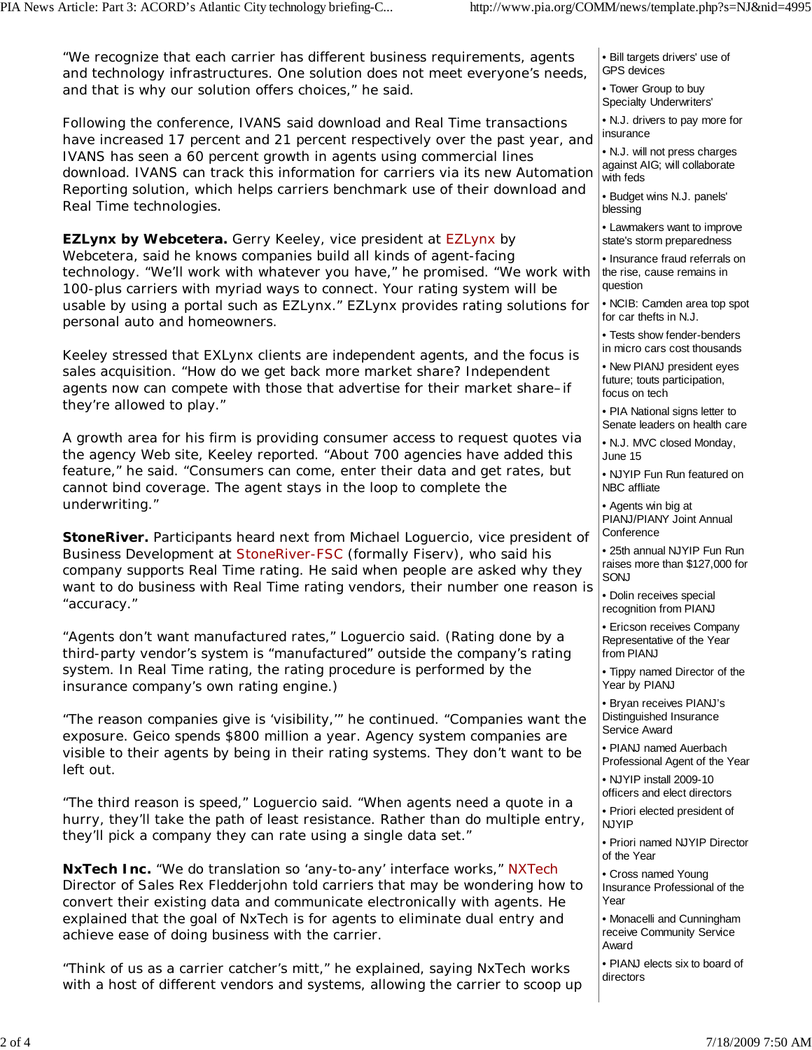"We recognize that each carrier has different business requirements, agents and technology infrastructures. One solution does not meet everyone's needs, and that is why our solution offers choices," he said.

Following the conference, IVANS said download and Real Time transactions have increased 17 percent and 21 percent respectively over the past year, and IVANS has seen a 60 percent growth in agents using commercial lines download. IVANS can track this information for carriers via its new Automation Reporting solution, which helps carriers benchmark use of their download and Real Time technologies.

**EZLynx by Webcetera.** Gerry Keeley, vice president at EZLynx by Webcetera, said he knows companies build all kinds of agent-facing technology. "We'll work with whatever you have," he promised. "We work with 100-plus carriers with myriad ways to connect. Your rating system will be usable by using a portal such as EZLynx." EZLynx provides rating solutions for personal auto and homeowners.

Keeley stressed that EXLynx clients are independent agents, and the focus is sales acquisition. "How do we get back more market share? Independent agents now can compete with those that advertise for their market share–if they're allowed to play."

A growth area for his firm is providing consumer access to request quotes via the agency Web site, Keeley reported. "About 700 agencies have added this feature," he said. "Consumers can come, enter their data and get rates, but cannot bind coverage. The agent stays in the loop to complete the underwriting."

**StoneRiver.** Participants heard next from Michael Loguercio, vice president of Business Development at StoneRiver-FSC (formally Fiserv), who said his company supports Real Time rating. He said when people are asked why they want to do business with Real Time rating vendors, their number one reason is "accuracy."

"Agents don't want manufactured rates," Loguercio said. (Rating done by a third-party vendor's system is "manufactured" outside the company's rating system. In Real Time rating, the rating procedure is performed by the insurance company's own rating engine.)

"The reason companies give is 'visibility,'" he continued. "Companies want the exposure. Geico spends $800 million a year. Agency system companies are visible to their agents by being in their rating systems. They don't want to be left out.

"The third reason is speed," Loguercio said. "When agents need a quote in a hurry, they'll take the path of least resistance. Rather than do multiple entry, they'll pick a company they can rate using a single data set."

**NxTech Inc.** "We do translation so 'any-to-any' interface works," NXTech Director of Sales Rex Fledderjohn told carriers that may be wondering how to convert their existing data and communicate electronically with agents. He explained that the goal of NxTech is for agents to eliminate dual entry and achieve ease of doing business with the carrier.

"Think of us as a carrier catcher's mitt," he explained, saying NxTech works with a host of different vendors and systems, allowing the carrier to scoop up

- Bill targets drivers' use of GPS devices
- Tower Group to buy Specialty Underwriters'
- N.J. drivers to pay more for insurance
- N.J. will not press charges against AIG; will collaborate with feds
- Budget wins N.J. panels' blessing
- Lawmakers want to improve state's storm preparedness
- Insurance fraud referrals on the rise, cause remains in question
- NCIB: Camden area top spot for car thefts in N.J.
- Tests show fender-benders in micro cars cost thousands
- New PIANJ president eyes future; touts participation, focus on tech
- PIA National signs letter to Senate leaders on health care
- N.J. MVC closed Monday, June 15
- NJYIP Fun Run featured on NBC affiliate
- Agents win big at PIANJ/PIANY Joint Annual Conference
- 25th annual NJYIP Fun Run raises more than $127,000 for SONJ
- Dolin receives special recognition from PIANJ
- Ericson receives Company Representative of the Year from PIANJ
- Tippy named Director of the Year by PIANJ
- Bryan receives PIANJ's Distinguished Insurance Service Award
- PIANJ named Auerbach Professional Agent of the Year
- NJYIP install 2009-10 officers and elect directors
- Priori elected president of NJYIP
- Priori named NJYIP Director of the Year
- Cross named Young Insurance Professional of the Year
- Monacelli and Cunningham receive Community Service Award
- PIANJ elects six to board of directors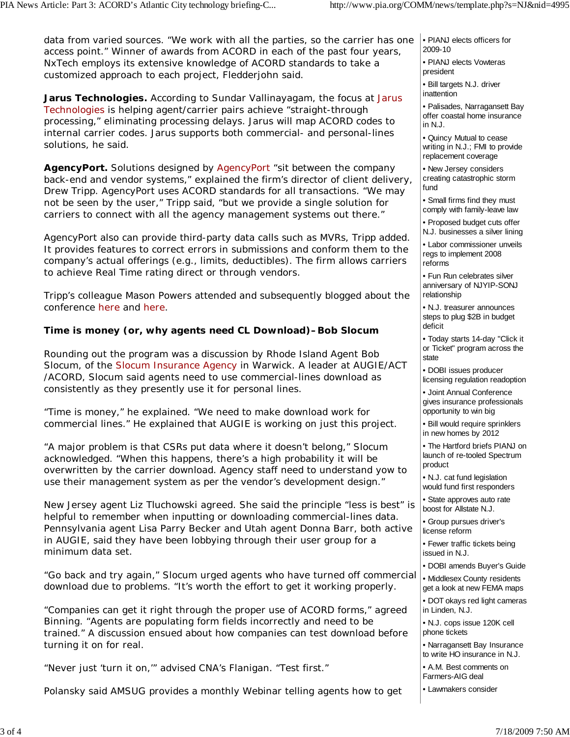data from varied sources. “We work with all the parties, so the carrier has one access point.” Winner of awards from ACORD in each of the past four years, NxTech employs its extensive knowledge of ACORD standards to take a customized approach to each project, Fledderjohn said.

**Jarus Technologies.** According to Sundar Vallinayagam, the focus at Jarus Technologies is helping agent/carrier pairs achieve “straight-through processing,” eliminating processing delays. Jarus will map ACORD codes to internal carrier codes. Jarus supports both commercial- and personal-lines solutions, he said.

**AgencyPort.** Solutions designed by AgencyPort “sit between the company back-end and vendor systems,” explained the firm’s director of client delivery, Drew Tripp. AgencyPort uses ACORD standards for all transactions. “We may not be seen by the user,” Tripp said, “but we provide a single solution for carriers to connect with all the agency management systems out there.”

AgencyPort also can provide third-party data calls such as MVRs, Tripp added. It provides features to correct errors in submissions and conform them to the company’s actual offerings (e.g., limits, deductibles). The firm allows carriers to achieve Real Time rating direct or through vendors.

Tripp’s colleague Mason Powers attended and subsequently blogged about the conference here and here.

**Time is money (or, why agents need CL Download)–Bob Slocum**

Rounding out the program was a discussion by Rhode Island Agent Bob Slocum, of the Slocum Insurance Agency in Warwick. A leader at AUGIE/ACT/ACORD, Slocum said agents need to use commercial-lines download as consistently as they presently use it for personal lines.

“Time is money,” he explained. “We need to make download work for commercial lines.” He explained that AUGIE is working on just this project.

“A major problem is that CSRs put data where it doesn’t belong,” Slocum acknowledged. “When this happens, there’s a high probability it will be overwritten by the carrier download. Agency staff need to understand yow to use their management system as per the vendor’s development design.”

New Jersey agent Liz Tluchowski agreed. She said the principle “less is best” is helpful to remember when inputting or downloading commercial-lines data. Pennsylvania agent Lisa Parry Becker and Utah agent Donna Barr, both active in AUGIE, said they have been lobbying through their user group for a minimum data set.

“Go back and try again,” Slocum urged agents who have turned off commercial download due to problems. “It’s worth the effort to get it working properly.

“Companies can get it right through the proper use of ACORD forms,” agreed Binning. “Agents are populating form fields incorrectly and need to be trained.” A discussion ensued about how companies can test download before turning it on for real.

“Never just ‘turn it on,’” advised CNA’s Flanigan. “Test first.”

Polansky said AMSUG provides a monthly Webinar telling agents how to get

- PIANJ elects officers for 2009-10
- PIANJ elects Vowteras president
- Bill targets N.J. driver inattention
- Palisades, Narragansett Bay offer coastal home insurance in N.J.
- Quincy Mutual to cease writing in N.J.; FMI to provide replacement coverage
- New Jersey considers creating catastrophic storm fund
- Small firms find they must comply with family-leave law
- Proposed budget cuts offer N.J. businesses a silver lining
- Labor commissioner unveils regs to implement 2008 reforms
- Fun Run celebrates silver anniversary of NJYIP-SONJ relationship
- N.J. treasurer announces steps to plug $2B in budget deficit
- Today starts 14-day "Click it or Ticket" program across the state
- DOBI issues producer licensing regulation readoption
- Joint Annual Conference gives insurance professionals opportunity to win big
- Bill would require sprinklers in new homes by 2012
- The Hartford briefs PIANJ on launch of re-tooled Spectrum product
- N.J. cat fund legislation would fund first responders
- State approves auto rate boost for Allstate N.J.
- Group pursues driver's license reform
- Fewer traffic tickets being issued in N.J.
- DOBI amends Buyer's Guide
- Middlesex County residents get a look at new FEMA maps
- DOT okays red light cameras in Linden, N.J.
- N.J. cops issue 120K cell phone tickets
- Narragansett Bay Insurance to write HO insurance in N.J.
- A.M. Best comments on Farmers-AIG deal
- Lawmakers consider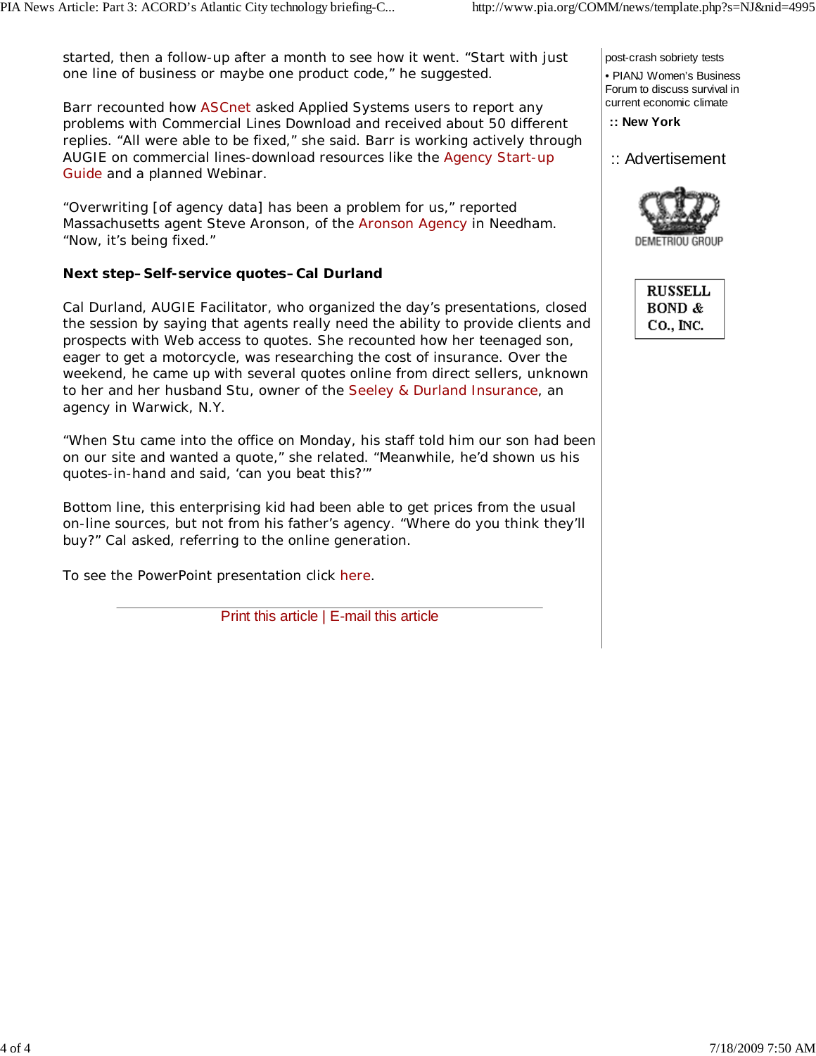started, then a follow-up after a month to see how it went. "Start with just one line of business or maybe one product code," he suggested.

Barr recounted how ASCnet asked Applied Systems users to report any problems with Commercial Lines Download and received about 50 different replies. "All were able to be fixed," she said. Barr is working actively through AUGIE on commercial lines-download resources like the Agency Start-up Guide and a planned Webinar.

"Overwriting [of agency data] has been a problem for us," reported Massachusetts agent Steve Aronson, of the Aronson Agency in Needham. "Now, it's being fixed."

**Next step–Self-service quotes–Cal Durland**

Cal Durland, AUGIE Facilitator, who organized the day's presentations, closed the session by saying that agents really need the ability to provide clients and prospects with Web access to quotes. She recounted how her teenaged son, eager to get a motorcycle, was researching the cost of insurance. Over the weekend, he came up with several quotes online from direct sellers, unknown to her and her husband Stu, owner of the Seeley & Durland Insurance, an agency in Warwick, N.Y.

"When Stu came into the office on Monday, his staff told him our son had been on our site and wanted a quote," she related. "Meanwhile, he'd shown us his quotes-in-hand and said, 'can you beat this?'"

Bottom line, this enterprising kid had been able to get prices from the usual on-line sources, but not from his father's agency. "Where do you think they'll buy?" Cal asked, referring to the online generation.

To see the PowerPoint presentation click here.

Print this article | E-mail this article

post-crash sobriety tests

• PIANJ Women's Business Forum to discuss survival in current economic climate

:: New York

:: Advertisement

DEMETRIOU GROUP

RUSSELL BOND & CO., INC.